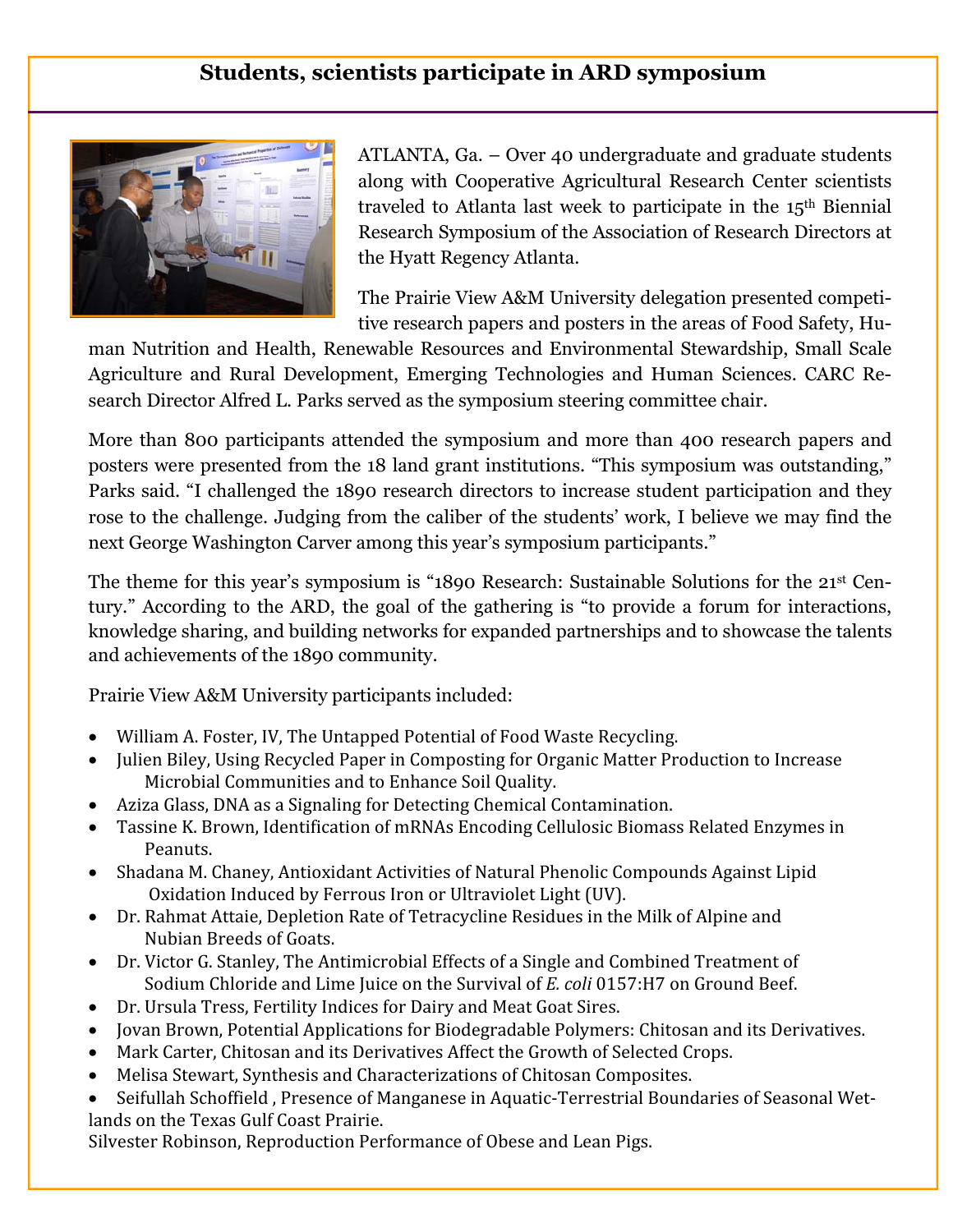## Students, scientists participate in ARD symposium

ATLANTA, Ga. – Over 40 undergraduate and graduate students along with Cooperative Agricultural Research Center scientists traveled to Atlanta last week to participate in the 15th Biennial Research Symposium of the Association of Research Directors at the Hyatt Regency Atlanta.

The Prairie View A&M University delegation presented competitive research papers and posters in the areas of Food Safety, Human Nutrition and Health, Renewable Resources and Environmental Stewardship, Small Scale Agriculture and Rural Development, Emerging Technologies and Human Sciences. CARC Research Director Alfred L. Parks served as the symposium steering committee chair.

More than 800 participants attended the symposium and more than 400 research papers and posters were presented from the 18 land grant institutions. "This symposium was outstanding," Parks said. "I challenged the 1890 research directors to increase student participation and they rose to the challenge. Judging from the caliber of the students' work, I believe we may find the next George Washington Carver among this year's symposium participants."

The theme for this year's symposium is "1890 Research: Sustainable Solutions for the 21st Century." According to the ARD, the goal of the gathering is "to provide a forum for interactions, knowledge sharing, and building networks for expanded partnerships and to showcase the talents and achievements of the 1890 community.

Prairie View A&M University participants included:

- William A. Foster, IV, The Untapped Potential of Food Waste Recycling.
- Julien Biley, Using Recycled Paper in Composting for Organic Matter Production to Increase Microbial Communities and to Enhance Soil Quality.
- Aziza Glass, DNA as a Signaling for Detecting Chemical Contamination.
- Tassine K. Brown, Identification of mRNAs Encoding Cellulosic Biomass Related Enzymes in Peanuts.
- Shadana M. Chaney, Antioxidant Activities of Natural Phenolic Compounds Against Lipid Oxidation Induced by Ferrous Iron or Ultraviolet Light (UV).
- Dr. Rahmat Attaie, Depletion Rate of Tetracycline Residues in the Milk of Alpine and Nubian Breeds of Goats.
- Dr. Victor G. Stanley, The Antimicrobial Effects of a Single and Combined Treatment of Sodium Chloride and Lime Juice on the Survival of *E. coli* 0157:H7 on Ground Beef.
- Dr. Ursula Tress, Fertility Indices for Dairy and Meat Goat Sires.
- Jovan Brown, Potential Applications for Biodegradable Polymers: Chitosan and its Derivatives.
- Mark Carter, Chitosan and its Derivatives Affect the Growth of Selected Crops.
- Melisa Stewart, Synthesis and Characterizations of Chitosan Composites.
- Seifullah Schoffield , Presence of Manganese in Aquatic-Terrestrial Boundaries of Seasonal Wetlands on the Texas Gulf Coast Prairie.

Silvester Robinson, Reproduction Performance of Obese and Lean Pigs.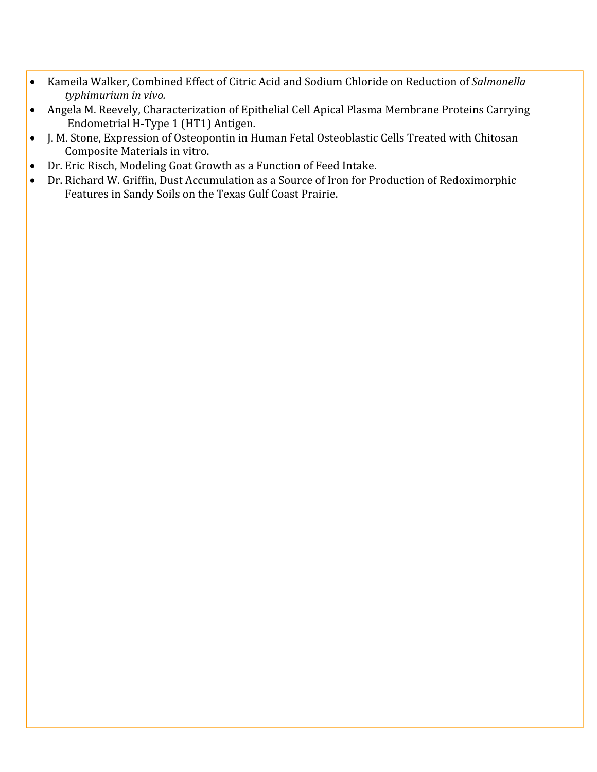- Kameila Walker, Combined Effect of Citric Acid and Sodium Chloride on Reduction of *Salmonella typhimurium in vivo.*
- Angela M. Reevely, Characterization of Epithelial Cell Apical Plasma Membrane Proteins Carrying Endometrial H-Type 1 (HT1) Antigen.
- J. M. Stone, Expression of Osteopontin in Human Fetal Osteoblastic Cells Treated with Chitosan Composite Materials in vitro.
- Dr. Eric Risch, Modeling Goat Growth as a Function of Feed Intake.
- Dr. Richard W. Griffin, Dust Accumulation as a Source of Iron for Production of Redoximorphic Features in Sandy Soils on the Texas Gulf Coast Prairie.